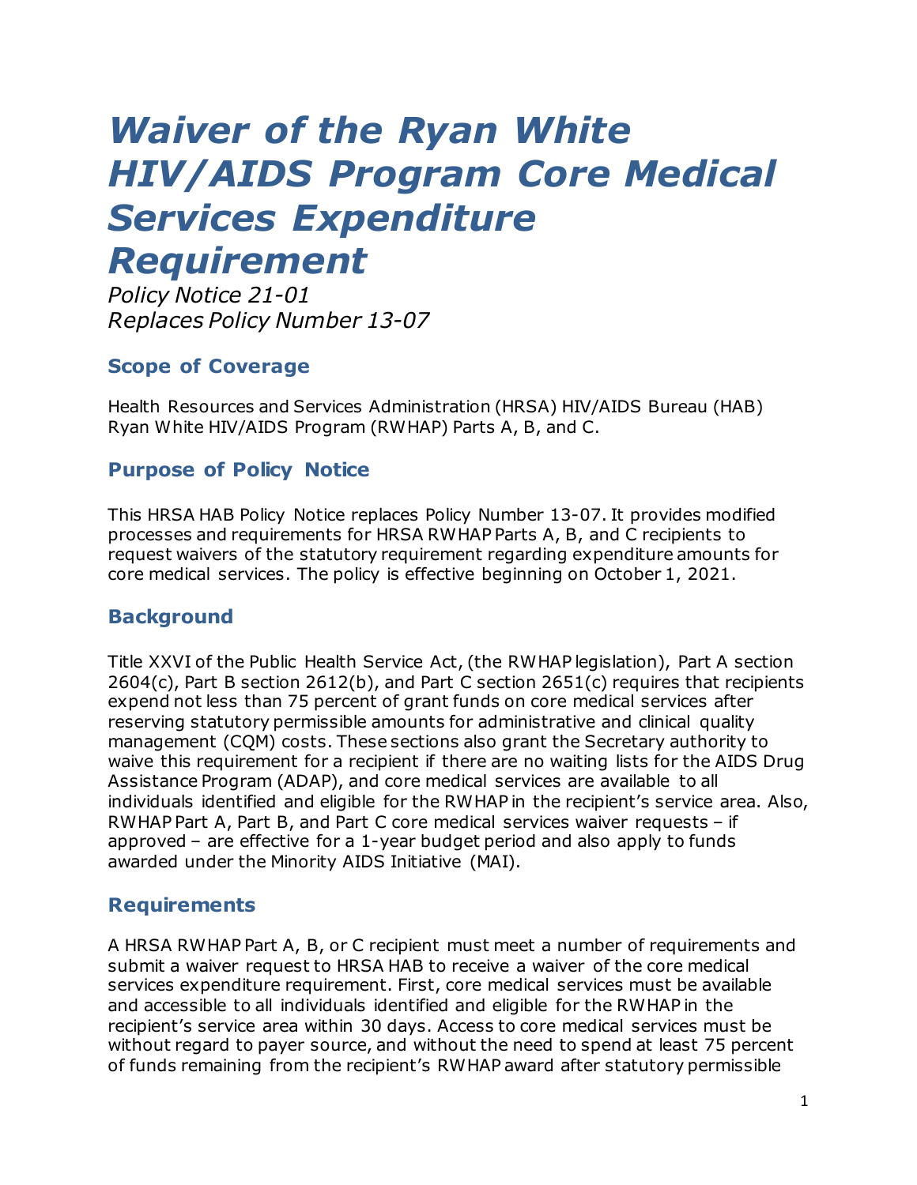# *Waiver of the Ryan White HIV/AIDS Program Core Medical Services Expenditure Requirement*

*Policy Notice 21-01*
*Replaces Policy Number 13-07*

## Scope of Coverage

Health Resources and Services Administration (HRSA) HIV/AIDS Bureau (HAB) Ryan White HIV/AIDS Program (RWHAP) Parts A, B, and C.

## Purpose of Policy Notice

This HRSA HAB Policy Notice replaces Policy Number 13-07. It provides modified processes and requirements for HRSA RWHAP Parts A, B, and C recipients to request waivers of the statutory requirement regarding expenditure amounts for core medical services. The policy is effective beginning on October 1, 2021.

## Background

Title XXVI of the Public Health Service Act, (the RWHAP legislation), Part A section 2604(c), Part B section 2612(b), and Part C section 2651(c) requires that recipients expend not less than 75 percent of grant funds on core medical services after reserving statutory permissible amounts for administrative and clinical quality management (CQM) costs. These sections also grant the Secretary authority to waive this requirement for a recipient if there are no waiting lists for the AIDS Drug Assistance Program (ADAP), and core medical services are available to all individuals identified and eligible for the RWHAP in the recipient's service area. Also, RWHAP Part A, Part B, and Part C core medical services waiver requests – if approved – are effective for a 1-year budget period and also apply to funds awarded under the Minority AIDS Initiative (MAI).

## Requirements

A HRSA RWHAP Part A, B, or C recipient must meet a number of requirements and submit a waiver request to HRSA HAB to receive a waiver of the core medical services expenditure requirement. First, core medical services must be available and accessible to all individuals identified and eligible for the RWHAP in the recipient's service area within 30 days. Access to core medical services must be without regard to payer source, and without the need to spend at least 75 percent of funds remaining from the recipient's RWHAP award after statutory permissible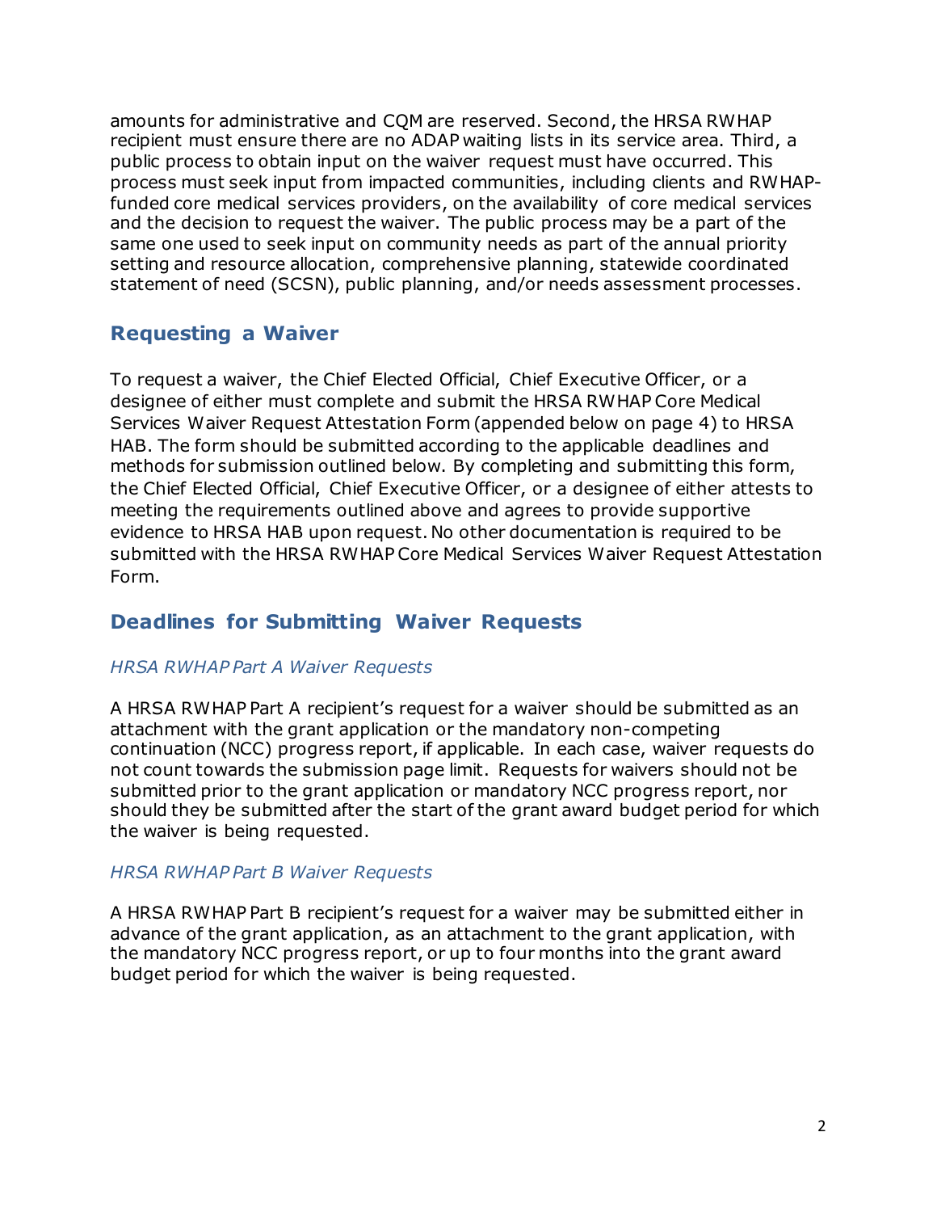amounts for administrative and CQM are reserved. Second, the HRSA RWHAP recipient must ensure there are no ADAP waiting lists in its service area. Third, a public process to obtain input on the waiver request must have occurred. This process must seek input from impacted communities, including clients and RWHAP-funded core medical services providers, on the availability of core medical services and the decision to request the waiver. The public process may be a part of the same one used to seek input on community needs as part of the annual priority setting and resource allocation, comprehensive planning, statewide coordinated statement of need (SCSN), public planning, and/or needs assessment processes.

## Requesting a Waiver

To request a waiver, the Chief Elected Official, Chief Executive Officer, or a designee of either must complete and submit the HRSA RWHAP Core Medical Services Waiver Request Attestation Form (appended below on page 4) to HRSA HAB. The form should be submitted according to the applicable deadlines and methods for submission outlined below. By completing and submitting this form, the Chief Elected Official, Chief Executive Officer, or a designee of either attests to meeting the requirements outlined above and agrees to provide supportive evidence to HRSA HAB upon request. No other documentation is required to be submitted with the HRSA RWHAP Core Medical Services Waiver Request Attestation Form.

## Deadlines for Submitting Waiver Requests

### *HRSA RWHAP Part A Waiver Requests*

A HRSA RWHAP Part A recipient's request for a waiver should be submitted as an attachment with the grant application or the mandatory non-competing continuation (NCC) progress report, if applicable. In each case, waiver requests do not count towards the submission page limit. Requests for waivers should not be submitted prior to the grant application or mandatory NCC progress report, nor should they be submitted after the start of the grant award budget period for which the waiver is being requested.

### *HRSA RWHAP Part B Waiver Requests*

A HRSA RWHAP Part B recipient's request for a waiver may be submitted either in advance of the grant application, as an attachment to the grant application, with the mandatory NCC progress report, or up to four months into the grant award budget period for which the waiver is being requested.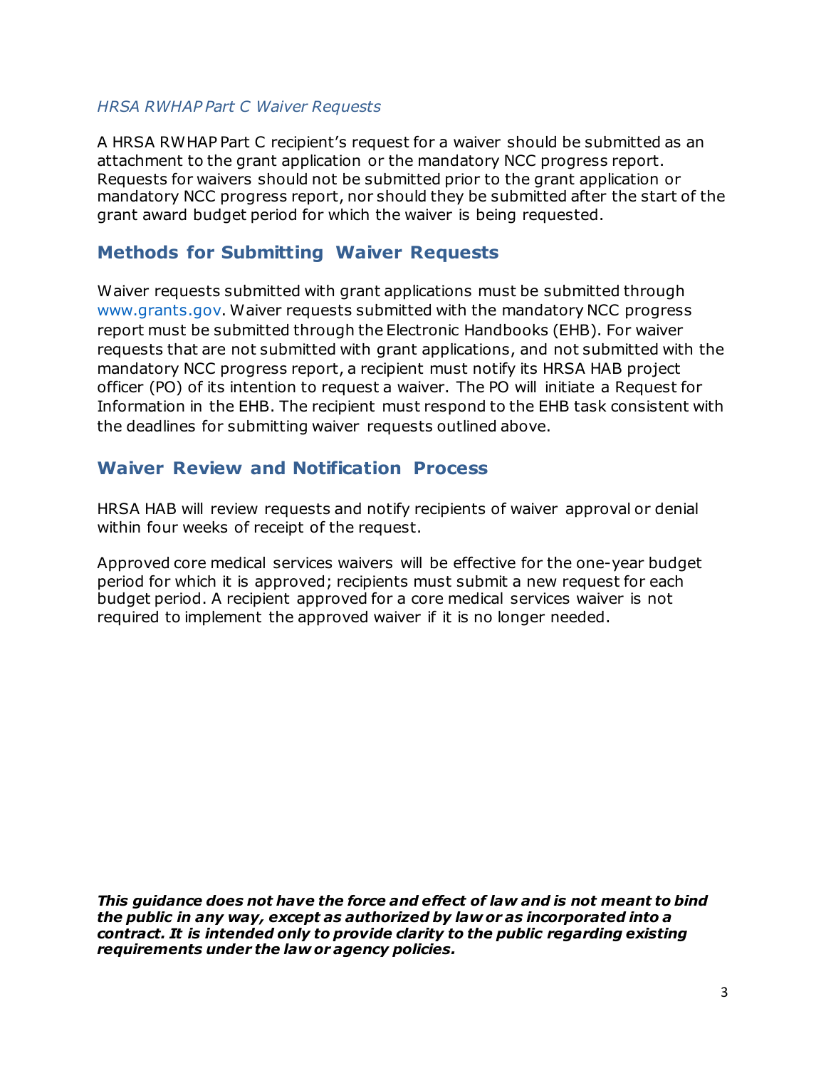*HRSA RWHAP Part C Waiver Requests*

A HRSA RWHAP Part C recipient's request for a waiver should be submitted as an attachment to the grant application or the mandatory NCC progress report. Requests for waivers should not be submitted prior to the grant application or mandatory NCC progress report, nor should they be submitted after the start of the grant award budget period for which the waiver is being requested.

## Methods for Submitting Waiver Requests

Waiver requests submitted with grant applications must be submitted through www.grants.gov. Waiver requests submitted with the mandatory NCC progress report must be submitted through the Electronic Handbooks (EHB). For waiver requests that are not submitted with grant applications, and not submitted with the mandatory NCC progress report, a recipient must notify its HRSA HAB project officer (PO) of its intention to request a waiver. The PO will initiate a Request for Information in the EHB. The recipient must respond to the EHB task consistent with the deadlines for submitting waiver requests outlined above.

## Waiver Review and Notification Process

HRSA HAB will review requests and notify recipients of waiver approval or denial within four weeks of receipt of the request.

Approved core medical services waivers will be effective for the one-year budget period for which it is approved; recipients must submit a new request for each budget period. A recipient approved for a core medical services waiver is not required to implement the approved waiver if it is no longer needed.

***This guidance does not have the force and effect of law and is not meant to bind the public in any way, except as authorized by law or as incorporated into a contract. It is intended only to provide clarity to the public regarding existing requirements under the law or agency policies.***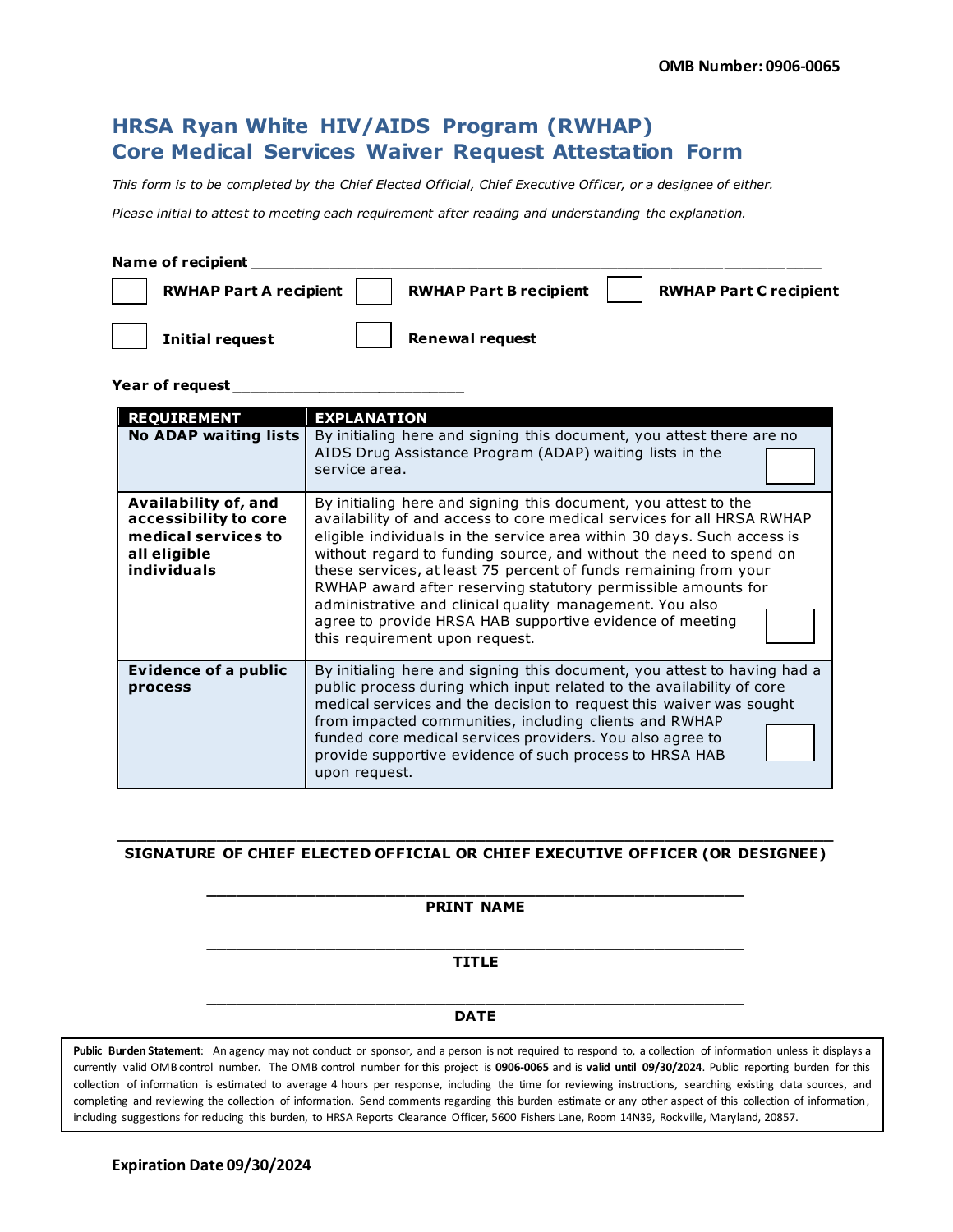OMB Number: 0906-0065

# HRSA Ryan White HIV/AIDS Program (RWHAP) Core Medical Services Waiver Request Attestation Form

*This form is to be completed by the Chief Elected Official, Chief Executive Officer, or a designee of either.*

*Please initial to attest to meeting each requirement after reading and understanding the explanation.*

**Name of recipient** ____________________________________________

☐ **RWHAP Part A recipient** ☐ **RWHAP Part B recipient** ☐ **RWHAP Part C recipient**

☐ **Initial request** ☐ **Renewal request**

**Year of request** ______________________

| REQUIREMENT | EXPLANATION | |
|---|---|---|
| **No ADAP waiting lists** | By initialing here and signing this document, you attest there are no AIDS Drug Assistance Program (ADAP) waiting lists in the service area. | ☐ |
| **Availability of, and accessibility to core medical services to all eligible individuals** | By initialing here and signing this document, you attest to the availability of and access to core medical services for all HRSA RWHAP eligible individuals in the service area within 30 days. Such access is without regard to funding source, and without the need to spend on these services, at least 75 percent of funds remaining from your RWHAP award after reserving statutory permissible amounts for administrative and clinical quality management. You also agree to provide HRSA HAB supportive evidence of meeting this requirement upon request. | ☐ |
| **Evidence of a public process** | By initialing here and signing this document, you attest to having had a public process during which input related to the availability of core medical services and the decision to request this waiver was sought from impacted communities, including clients and RWHAP funded core medical services providers. You also agree to provide supportive evidence of such process to HRSA HAB upon request. | ☐ |

______________________________________________________________

**SIGNATURE OF CHIEF ELECTED OFFICIAL OR CHIEF EXECUTIVE OFFICER (OR DESIGNEE)**

______________________________________________________________

**PRINT NAME**

______________________________________________________________

**TITLE**

______________________________________________________________

**DATE**

**Public Burden Statement**: An agency may not conduct or sponsor, and a person is not required to respond to, a collection of information unless it displays a currently valid OMB control number. The OMB control number for this project is **0906-0065** and is **valid until 09/30/2024**. Public reporting burden for this collection of information is estimated to average 4 hours per response, including the time for reviewing instructions, searching existing data sources, and completing and reviewing the collection of information. Send comments regarding this burden estimate or any other aspect of this collection of information, including suggestions for reducing this burden, to HRSA Reports Clearance Officer, 5600 Fishers Lane, Room 14N39, Rockville, Maryland, 20857.

**Expiration Date 09/30/2024**